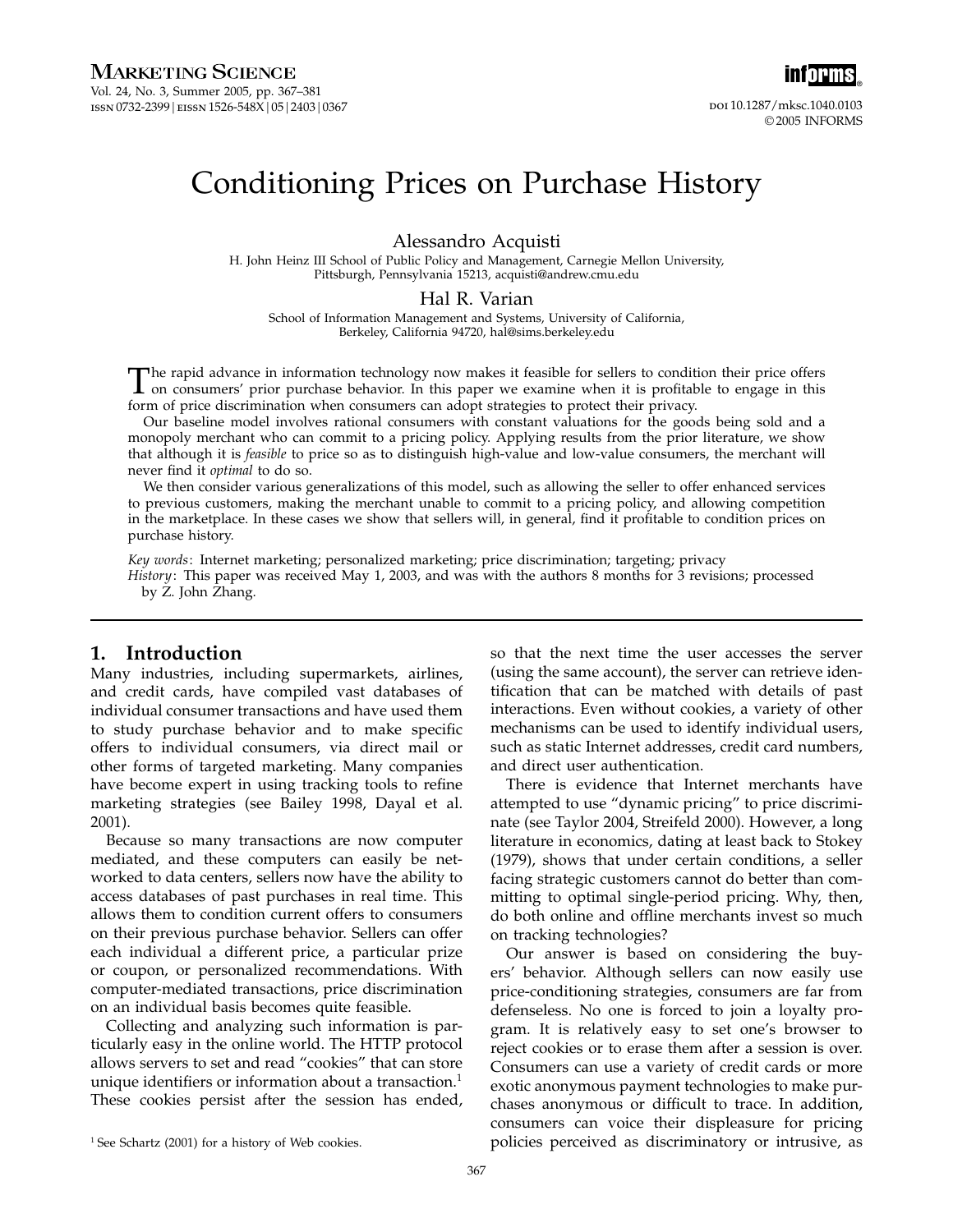# Conditioning Prices on Purchase History

**Alessandro Acquisti**

H. John Heinz III School of Public Policy and Management, Carnegie Mellon University, Pittsburgh, Pennsylvania 15213, acquisti@andrew.cmu.edu

**Hal R. Varian**

School of Information Management and Systems, University of California, Berkeley, California 94720, hal@sims.berkeley.edu

The rapid advance in information technology now makes it feasible for sellers to condition their price offers on consumers' prior purchase behavior. In this paper we examine when it is profitable to engage in this form of price discrimination when consumers can adopt strategies to protect their privacy.

Our baseline model involves rational consumers with constant valuations for the goods being sold and a monopoly merchant who can commit to a pricing policy. Applying results from the prior literature, we show that although it is *feasible* to price so as to distinguish high-value and low-value consumers, the merchant will never find it *optimal* to do so.

We then consider various generalizations of this model, such as allowing the seller to offer enhanced services to previous customers, making the merchant unable to commit to a pricing policy, and allowing competition in the marketplace. In these cases we show that sellers will, in general, find it profitable to condition prices on purchase history.

*Key words*: Internet marketing; personalized marketing; price discrimination; targeting; privacy

*History*: This paper was received May 1, 2003, and was with the authors 8 months for 3 revisions; processed by Z. John Zhang.

## 1. Introduction

Many industries, including supermarkets, airlines, and credit cards, have compiled vast databases of individual consumer transactions and have used them to study purchase behavior and to make specific offers to individual consumers, via direct mail or other forms of targeted marketing. Many companies have become expert in using tracking tools to refine marketing strategies (see Bailey 1998, Dayal et al. 2001).

Because so many transactions are now computer mediated, and these computers can easily be networked to data centers, sellers now have the ability to access databases of past purchases in real time. This allows them to condition current offers to consumers on their previous purchase behavior. Sellers can offer each individual a different price, a particular prize or coupon, or personalized recommendations. With computer-mediated transactions, price discrimination on an individual basis becomes quite feasible.

Collecting and analyzing such information is particularly easy in the online world. The HTTP protocol allows servers to set and read "cookies" that can store unique identifiers or information about a transaction.[1] These cookies persist after the session has ended, so that the next time the user accesses the server (using the same account), the server can retrieve identification that can be matched with details of past interactions. Even without cookies, a variety of other mechanisms can be used to identify individual users, such as static Internet addresses, credit card numbers, and direct user authentication.

There is evidence that Internet merchants have attempted to use "dynamic pricing" to price discriminate (see Taylor 2004, Streifeld 2000). However, a long literature in economics, dating at least back to Stokey (1979), shows that under certain conditions, a seller facing strategic customers cannot do better than committing to optimal single-period pricing. Why, then, do both online and offline merchants invest so much on tracking technologies?

Our answer is based on considering the buyers' behavior. Although sellers can now easily use price-conditioning strategies, consumers are far from defenseless. No one is forced to join a loyalty program. It is relatively easy to set one's browser to reject cookies or to erase them after a session is over. Consumers can use a variety of credit cards or more exotic anonymous payment technologies to make purchases anonymous or difficult to trace. In addition, consumers can voice their displeasure for pricing policies perceived as discriminatory or intrusive, as

[1] See Schartz (2001) for a history of Web cookies.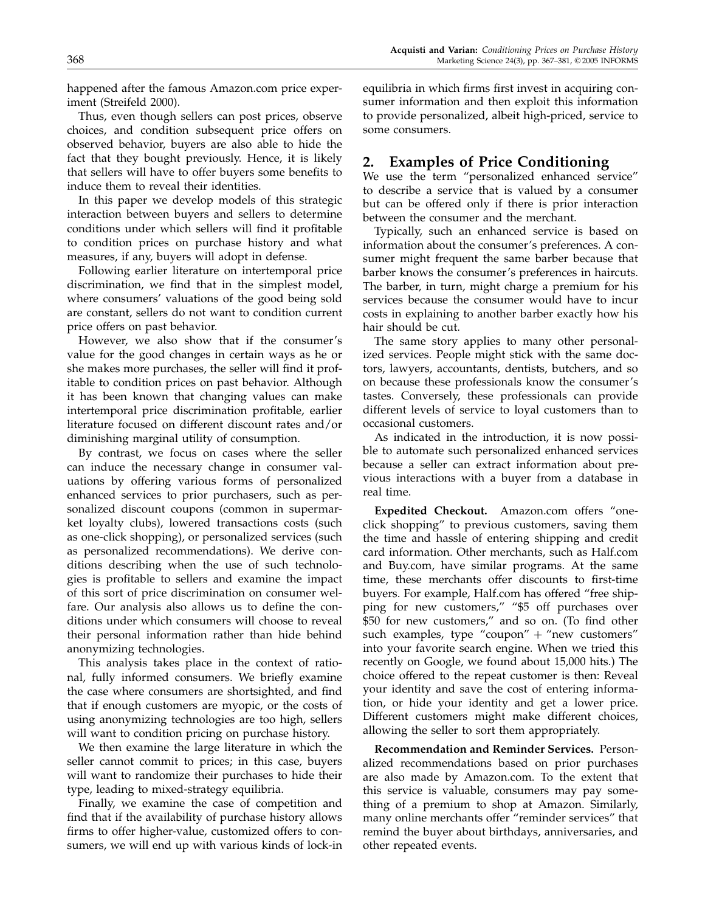happened after the famous Amazon.com price experiment (Streifeld 2000).

Thus, even though sellers can post prices, observe choices, and condition subsequent price offers on observed behavior, buyers are also able to hide the fact that they bought previously. Hence, it is likely that sellers will have to offer buyers some benefits to induce them to reveal their identities.

In this paper we develop models of this strategic interaction between buyers and sellers to determine conditions under which sellers will find it profitable to condition prices on purchase history and what measures, if any, buyers will adopt in defense.

Following earlier literature on intertemporal price discrimination, we find that in the simplest model, where consumers' valuations of the good being sold are constant, sellers do not want to condition current price offers on past behavior.

However, we also show that if the consumer's value for the good changes in certain ways as he or she makes more purchases, the seller will find it profitable to condition prices on past behavior. Although it has been known that changing values can make intertemporal price discrimination profitable, earlier literature focused on different discount rates and/or diminishing marginal utility of consumption.

By contrast, we focus on cases where the seller can induce the necessary change in consumer valuations by offering various forms of personalized enhanced services to prior purchasers, such as personalized discount coupons (common in supermarket loyalty clubs), lowered transactions costs (such as one-click shopping), or personalized services (such as personalized recommendations). We derive conditions describing when the use of such technologies is profitable to sellers and examine the impact of this sort of price discrimination on consumer welfare. Our analysis also allows us to define the conditions under which consumers will choose to reveal their personal information rather than hide behind anonymizing technologies.

This analysis takes place in the context of rational, fully informed consumers. We briefly examine the case where consumers are shortsighted, and find that if enough customers are myopic, or the costs of using anonymizing technologies are too high, sellers will want to condition pricing on purchase history.

We then examine the large literature in which the seller cannot commit to prices; in this case, buyers will want to randomize their purchases to hide their type, leading to mixed-strategy equilibria.

Finally, we examine the case of competition and find that if the availability of purchase history allows firms to offer higher-value, customized offers to consumers, we will end up with various kinds of lock-in equilibria in which firms first invest in acquiring consumer information and then exploit this information to provide personalized, albeit high-priced, service to some consumers.

## 2. Examples of Price Conditioning

We use the term "personalized enhanced service" to describe a service that is valued by a consumer but can be offered only if there is prior interaction between the consumer and the merchant.

Typically, such an enhanced service is based on information about the consumer's preferences. A consumer might frequent the same barber because that barber knows the consumer's preferences in haircuts. The barber, in turn, might charge a premium for his services because the consumer would have to incur costs in explaining to another barber exactly how his hair should be cut.

The same story applies to many other personalized services. People might stick with the same doctors, lawyers, accountants, dentists, butchers, and so on because these professionals know the consumer's tastes. Conversely, these professionals can provide different levels of service to loyal customers than to occasional customers.

As indicated in the introduction, it is now possible to automate such personalized enhanced services because a seller can extract information about previous interactions with a buyer from a database in real time.

**Expedited Checkout.** Amazon.com offers "one-click shopping" to previous customers, saving them the time and hassle of entering shipping and credit card information. Other merchants, such as Half.com and Buy.com, have similar programs. At the same time, these merchants offer discounts to first-time buyers. For example, Half.com has offered "free shipping for new customers," "$5 off purchases over $50 for new customers," and so on. (To find other such examples, type "coupon" + "new customers" into your favorite search engine. When we tried this recently on Google, we found about 15,000 hits.) The choice offered to the repeat customer is then: Reveal your identity and save the cost of entering information, or hide your identity and get a lower price. Different customers might make different choices, allowing the seller to sort them appropriately.

**Recommendation and Reminder Services.** Personalized recommendations based on prior purchases are also made by Amazon.com. To the extent that this service is valuable, consumers may pay something of a premium to shop at Amazon. Similarly, many online merchants offer "reminder services" that remind the buyer about birthdays, anniversaries, and other repeated events.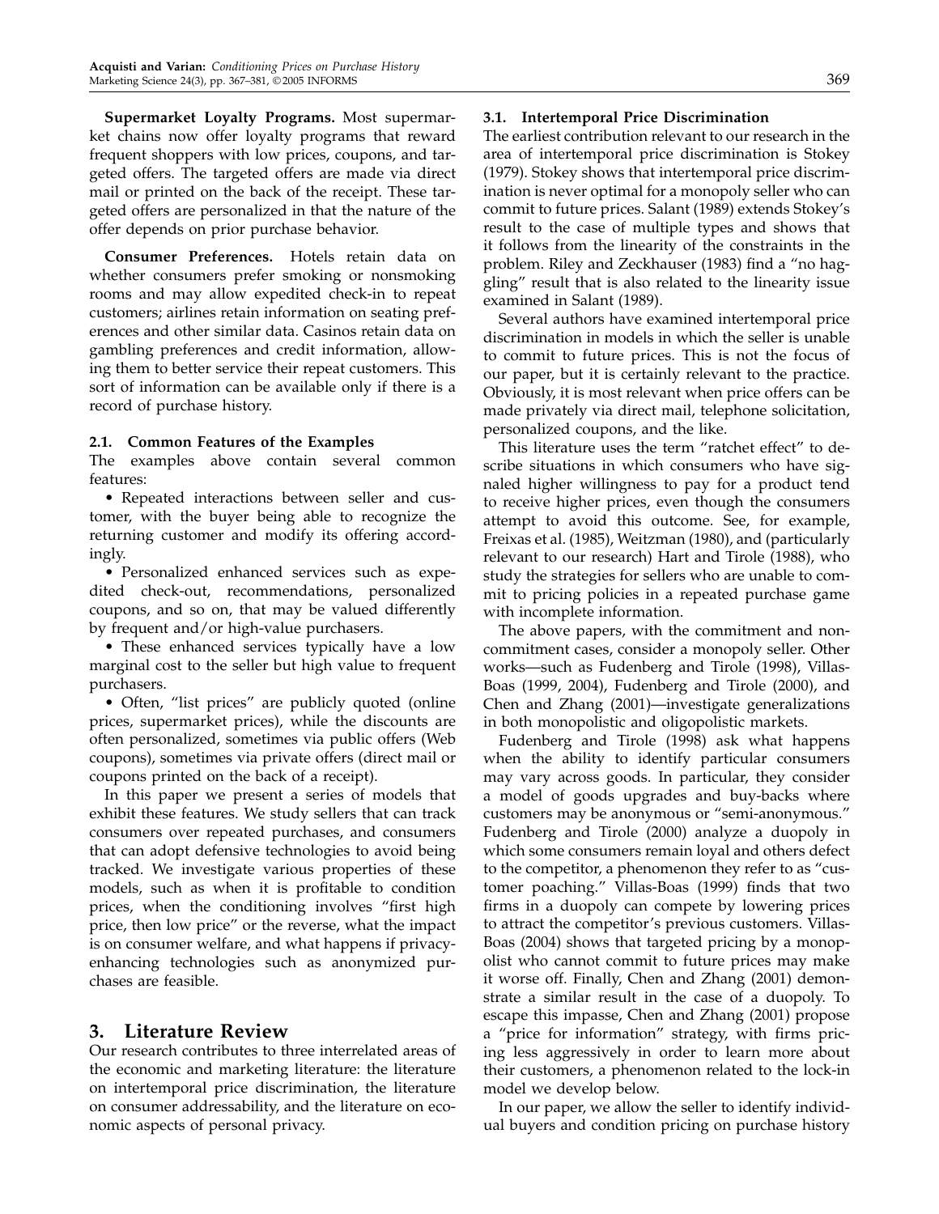**Supermarket Loyalty Programs.** Most supermarket chains now offer loyalty programs that reward frequent shoppers with low prices, coupons, and targeted offers. The targeted offers are made via direct mail or printed on the back of the receipt. These targeted offers are personalized in that the nature of the offer depends on prior purchase behavior.

**Consumer Preferences.** Hotels retain data on whether consumers prefer smoking or nonsmoking rooms and may allow expedited check-in to repeat customers; airlines retain information on seating preferences and other similar data. Casinos retain data on gambling preferences and credit information, allowing them to better service their repeat customers. This sort of information can be available only if there is a record of purchase history.

### 2.1. Common Features of the Examples

The examples above contain several common features:

- Repeated interactions between seller and customer, with the buyer being able to recognize the returning customer and modify its offering accordingly.
- Personalized enhanced services such as expedited check-out, recommendations, personalized coupons, and so on, that may be valued differently by frequent and/or high-value purchasers.
- These enhanced services typically have a low marginal cost to the seller but high value to frequent purchasers.
- Often, "list prices" are publicly quoted (online prices, supermarket prices), while the discounts are often personalized, sometimes via public offers (Web coupons), sometimes via private offers (direct mail or coupons printed on the back of a receipt).

In this paper we present a series of models that exhibit these features. We study sellers that can track consumers over repeated purchases, and consumers that can adopt defensive technologies to avoid being tracked. We investigate various properties of these models, such as when it is profitable to condition prices, when the conditioning involves "first high price, then low price" or the reverse, what the impact is on consumer welfare, and what happens if privacy-enhancing technologies such as anonymized purchases are feasible.

## 3. Literature Review

Our research contributes to three interrelated areas of the economic and marketing literature: the literature on intertemporal price discrimination, the literature on consumer addressability, and the literature on economic aspects of personal privacy.

### 3.1. Intertemporal Price Discrimination

The earliest contribution relevant to our research in the area of intertemporal price discrimination is Stokey (1979). Stokey shows that intertemporal price discrimination is never optimal for a monopoly seller who can commit to future prices. Salant (1989) extends Stokey's result to the case of multiple types and shows that it follows from the linearity of the constraints in the problem. Riley and Zeckhauser (1983) find a "no haggling" result that is also related to the linearity issue examined in Salant (1989).

Several authors have examined intertemporal price discrimination in models in which the seller is unable to commit to future prices. This is not the focus of our paper, but it is certainly relevant to the practice. Obviously, it is most relevant when price offers can be made privately via direct mail, telephone solicitation, personalized coupons, and the like.

This literature uses the term "ratchet effect" to describe situations in which consumers who have signaled higher willingness to pay for a product tend to receive higher prices, even though the consumers attempt to avoid this outcome. See, for example, Freixas et al. (1985), Weitzman (1980), and (particularly relevant to our research) Hart and Tirole (1988), who study the strategies for sellers who are unable to commit to pricing policies in a repeated purchase game with incomplete information.

The above papers, with the commitment and noncommitment cases, consider a monopoly seller. Other works—such as Fudenberg and Tirole (1998), Villas-Boas (1999, 2004), Fudenberg and Tirole (2000), and Chen and Zhang (2001)—investigate generalizations in both monopolistic and oligopolistic markets.

Fudenberg and Tirole (1998) ask what happens when the ability to identify particular consumers may vary across goods. In particular, they consider a model of goods upgrades and buy-backs where customers may be anonymous or "semi-anonymous." Fudenberg and Tirole (2000) analyze a duopoly in which some consumers remain loyal and others defect to the competitor, a phenomenon they refer to as "customer poaching." Villas-Boas (1999) finds that two firms in a duopoly can compete by lowering prices to attract the competitor's previous customers. Villas-Boas (2004) shows that targeted pricing by a monopolist who cannot commit to future prices may make it worse off. Finally, Chen and Zhang (2001) demonstrate a similar result in the case of a duopoly. To escape this impasse, Chen and Zhang (2001) propose a "price for information" strategy, with firms pricing less aggressively in order to learn more about their customers, a phenomenon related to the lock-in model we develop below.

In our paper, we allow the seller to identify individual buyers and condition pricing on purchase history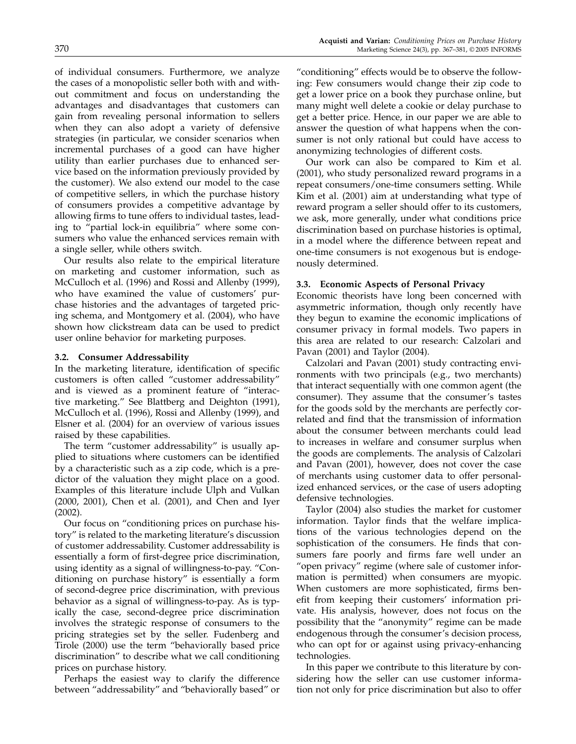of individual consumers. Furthermore, we analyze the cases of a monopolistic seller both with and without commitment and focus on understanding the advantages and disadvantages that customers can gain from revealing personal information to sellers when they can also adopt a variety of defensive strategies (in particular, we consider scenarios when incremental purchases of a good can have higher utility than earlier purchases due to enhanced service based on the information previously provided by the customer). We also extend our model to the case of competitive sellers, in which the purchase history of consumers provides a competitive advantage by allowing firms to tune offers to individual tastes, leading to "partial lock-in equilibria" where some consumers who value the enhanced services remain with a single seller, while others switch.

Our results also relate to the empirical literature on marketing and customer information, such as McCulloch et al. (1996) and Rossi and Allenby (1999), who have examined the value of customers' purchase histories and the advantages of targeted pricing schema, and Montgomery et al. (2004), who have shown how clickstream data can be used to predict user online behavior for marketing purposes.

### 3.2. Consumer Addressability

In the marketing literature, identification of specific customers is often called "customer addressability" and is viewed as a prominent feature of "interactive marketing." See Blattberg and Deighton (1991), McCulloch et al. (1996), Rossi and Allenby (1999), and Elsner et al. (2004) for an overview of various issues raised by these capabilities.

The term "customer addressability" is usually applied to situations where customers can be identified by a characteristic such as a zip code, which is a predictor of the valuation they might place on a good. Examples of this literature include Ulph and Vulkan (2000, 2001), Chen et al. (2001), and Chen and Iyer (2002).

Our focus on "conditioning prices on purchase history" is related to the marketing literature's discussion of customer addressability. Customer addressability is essentially a form of first-degree price discrimination, using identity as a signal of willingness-to-pay. "Conditioning on purchase history" is essentially a form of second-degree price discrimination, with previous behavior as a signal of willingness-to-pay. As is typically the case, second-degree price discrimination involves the strategic response of consumers to the pricing strategies set by the seller. Fudenberg and Tirole (2000) use the term "behaviorally based price discrimination" to describe what we call conditioning prices on purchase history.

Perhaps the easiest way to clarify the difference between "addressability" and "behaviorally based" or "conditioning" effects would be to observe the following: Few consumers would change their zip code to get a lower price on a book they purchase online, but many might well delete a cookie or delay purchase to get a better price. Hence, in our paper we are able to answer the question of what happens when the consumer is not only rational but could have access to anonymizing technologies of different costs.

Our work can also be compared to Kim et al. (2001), who study personalized reward programs in a repeat consumers/one-time consumers setting. While Kim et al. (2001) aim at understanding what type of reward program a seller should offer to its customers, we ask, more generally, under what conditions price discrimination based on purchase histories is optimal, in a model where the difference between repeat and one-time consumers is not exogenous but is endogenously determined.

### 3.3. Economic Aspects of Personal Privacy

Economic theorists have long been concerned with asymmetric information, though only recently have they begun to examine the economic implications of consumer privacy in formal models. Two papers in this area are related to our research: Calzolari and Pavan (2001) and Taylor (2004).

Calzolari and Pavan (2001) study contracting environments with two principals (e.g., two merchants) that interact sequentially with one common agent (the consumer). They assume that the consumer's tastes for the goods sold by the merchants are perfectly correlated and find that the transmission of information about the consumer between merchants could lead to increases in welfare and consumer surplus when the goods are complements. The analysis of Calzolari and Pavan (2001), however, does not cover the case of merchants using customer data to offer personalized enhanced services, or the case of users adopting defensive technologies.

Taylor (2004) also studies the market for customer information. Taylor finds that the welfare implications of the various technologies depend on the sophistication of the consumers. He finds that consumers fare poorly and firms fare well under an "open privacy" regime (where sale of customer information is permitted) when consumers are myopic. When customers are more sophisticated, firms benefit from keeping their customers' information private. His analysis, however, does not focus on the possibility that the "anonymity" regime can be made endogenous through the consumer's decision process, who can opt for or against using privacy-enhancing technologies.

In this paper we contribute to this literature by considering how the seller can use customer information not only for price discrimination but also to offer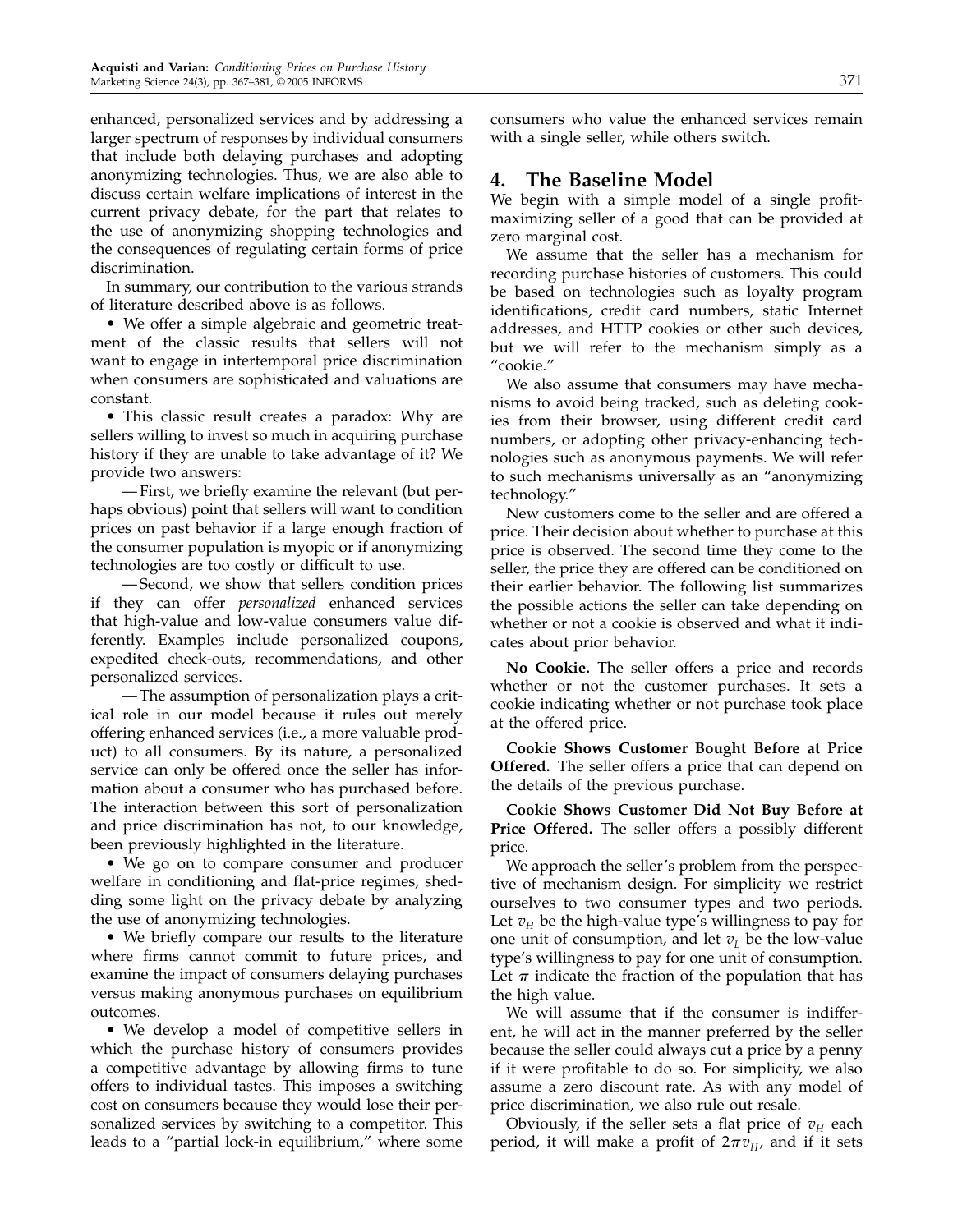enhanced, personalized services and by addressing a larger spectrum of responses by individual consumers that include both delaying purchases and adopting anonymizing technologies. Thus, we are also able to discuss certain welfare implications of interest in the current privacy debate, for the part that relates to the use of anonymizing shopping technologies and the consequences of regulating certain forms of price discrimination.

In summary, our contribution to the various strands of literature described above is as follows.

- We offer a simple algebraic and geometric treatment of the classic results that sellers will not want to engage in intertemporal price discrimination when consumers are sophisticated and valuations are constant.
- This classic result creates a paradox: Why are sellers willing to invest so much in acquiring purchase history if they are unable to take advantage of it? We provide two answers:
  - First, we briefly examine the relevant (but perhaps obvious) point that sellers will want to condition prices on past behavior if a large enough fraction of the consumer population is myopic or if anonymizing technologies are too costly or difficult to use.
  - Second, we show that sellers condition prices if they can offer *personalized* enhanced services that high-value and low-value consumers value differently. Examples include personalized coupons, expedited check-outs, recommendations, and other personalized services.
  - The assumption of personalization plays a critical role in our model because it rules out merely offering enhanced services (i.e., a more valuable product) to all consumers. By its nature, a personalized service can only be offered once the seller has information about a consumer who has purchased before. The interaction between this sort of personalization and price discrimination has not, to our knowledge, been previously highlighted in the literature.
- We go on to compare consumer and producer welfare in conditioning and flat-price regimes, shedding some light on the privacy debate by analyzing the use of anonymizing technologies.
- We briefly compare our results to the literature where firms cannot commit to future prices, and examine the impact of consumers delaying purchases versus making anonymous purchases on equilibrium outcomes.
- We develop a model of competitive sellers in which the purchase history of consumers provides a competitive advantage by allowing firms to tune offers to individual tastes. This imposes a switching cost on consumers because they would lose their personalized services by switching to a competitor. This leads to a "partial lock-in equilibrium," where some consumers who value the enhanced services remain with a single seller, while others switch.

## 4. The Baseline Model

We begin with a simple model of a single profit-maximizing seller of a good that can be provided at zero marginal cost.

We assume that the seller has a mechanism for recording purchase histories of customers. This could be based on technologies such as loyalty program identifications, credit card numbers, static Internet addresses, and HTTP cookies or other such devices, but we will refer to the mechanism simply as a "cookie."

We also assume that consumers may have mechanisms to avoid being tracked, such as deleting cookies from their browser, using different credit card numbers, or adopting other privacy-enhancing technologies such as anonymous payments. We will refer to such mechanisms universally as an "anonymizing technology."

New customers come to the seller and are offered a price. Their decision about whether to purchase at this price is observed. The second time they come to the seller, the price they are offered can be conditioned on their earlier behavior. The following list summarizes the possible actions the seller can take depending on whether or not a cookie is observed and what it indicates about prior behavior.

**No Cookie.** The seller offers a price and records whether or not the customer purchases. It sets a cookie indicating whether or not purchase took place at the offered price.

**Cookie Shows Customer Bought Before at Price Offered.** The seller offers a price that can depend on the details of the previous purchase.

**Cookie Shows Customer Did Not Buy Before at Price Offered.** The seller offers a possibly different price.

We approach the seller's problem from the perspective of mechanism design. For simplicity we restrict ourselves to two consumer types and two periods. Let $v_H$ be the high-value type's willingness to pay for one unit of consumption, and let $v_L$ be the low-value type's willingness to pay for one unit of consumption. Let $\pi$ indicate the fraction of the population that has the high value.

We will assume that if the consumer is indifferent, he will act in the manner preferred by the seller because the seller could always cut a price by a penny if it were profitable to do so. For simplicity, we also assume a zero discount rate. As with any model of price discrimination, we also rule out resale.

Obviously, if the seller sets a flat price of $v_H$ each period, it will make a profit of $2\pi v_H$, and if it sets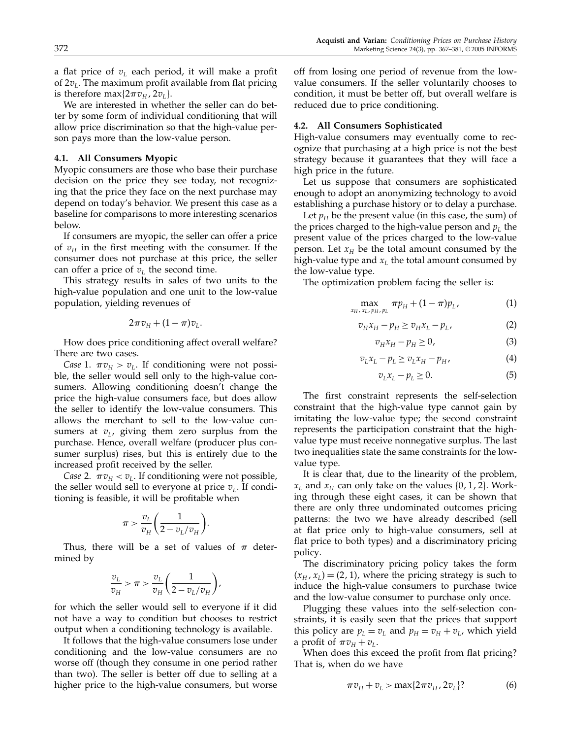a flat price of $v_L$ each period, it will make a profit of $2v_L$. The maximum profit available from flat pricing is therefore $\max\{2\pi v_H, 2v_L\}$.

We are interested in whether the seller can do better by some form of individual conditioning that will allow price discrimination so that the high-value person pays more than the low-value person.

### 4.1. All Consumers Myopic

Myopic consumers are those who base their purchase decision on the price they see today, not recognizing that the price they face on the next purchase may depend on today's behavior. We present this case as a baseline for comparisons to more interesting scenarios below.

If consumers are myopic, the seller can offer a price of $v_H$ in the first meeting with the consumer. If the consumer does not purchase at this price, the seller can offer a price of $v_L$ the second time.

This strategy results in sales of two units to the high-value population and one unit to the low-value population, yielding revenues of

$$2\pi v_H + (1-\pi)v_L.$$

How does price conditioning affect overall welfare? There are two cases.

*Case* 1. $\pi v_H > v_L$. If conditioning were not possible, the seller would sell only to the high-value consumers. Allowing conditioning doesn't change the price the high-value consumers face, but does allow the seller to identify the low-value consumers. This allows the merchant to sell to the low-value consumers at $v_L$, giving them zero surplus from the purchase. Hence, overall welfare (producer plus consumer surplus) rises, but this is entirely due to the increased profit received by the seller.

*Case* 2. $\pi v_H < v_L$. If conditioning were not possible, the seller would sell to everyone at price $v_L$. If conditioning is feasible, it will be profitable when

$$\pi > \frac{v_L}{v_H}\left(\frac{1}{2 - v_L/v_H}\right).$$

Thus, there will be a set of values of $\pi$ determined by

$$\frac{v_L}{v_H} > \pi > \frac{v_L}{v_H}\left(\frac{1}{2 - v_L/v_H}\right),$$

for which the seller would sell to everyone if it did not have a way to condition but chooses to restrict output when a conditioning technology is available.

It follows that the high-value consumers lose under conditioning and the low-value consumers are no worse off (though they consume in one period rather than two). The seller is better off due to selling at a higher price to the high-value consumers, but worse off from losing one period of revenue from the low-value consumers. If the seller voluntarily chooses to condition, it must be better off, but overall welfare is reduced due to price conditioning.

### 4.2. All Consumers Sophisticated

High-value consumers may eventually come to recognize that purchasing at a high price is not the best strategy because it guarantees that they will face a high price in the future.

Let us suppose that consumers are sophisticated enough to adopt an anonymizing technology to avoid establishing a purchase history or to delay a purchase.

Let $p_H$ be the present value (in this case, the sum) of the prices charged to the high-value person and $p_L$ the present value of the prices charged to the low-value person. Let $x_H$ be the total amount consumed by the high-value type and $x_L$ the total amount consumed by the low-value type.

The optimization problem facing the seller is:

$$\max_{x_H, x_L, p_H, p_L} \pi p_H + (1-\pi)p_L, \tag{1}$$

$$v_H x_H - p_H \geq v_H x_L - p_L, \tag{2}$$

$$v_H x_H - p_H \geq 0, \tag{3}$$

$$v_L x_L - p_L \geq v_L x_H - p_H, \tag{4}$$

$$v_L x_L - p_L \geq 0. \tag{5}$$

The first constraint represents the self-selection constraint that the high-value type cannot gain by imitating the low-value type; the second constraint represents the participation constraint that the high-value type must receive nonnegative surplus. The last two inequalities state the same constraints for the low-value type.

It is clear that, due to the linearity of the problem, $x_L$ and $x_H$ can only take on the values $\{0, 1, 2\}$. Working through these eight cases, it can be shown that there are only three undominated outcomes pricing patterns: the two we have already described (sell at flat price only to high-value consumers, sell at flat price to both types) and a discriminatory pricing policy.

The discriminatory pricing policy takes the form $(x_H, x_L) = (2, 1)$, where the pricing strategy is such to induce the high-value consumers to purchase twice and the low-value consumer to purchase only once.

Plugging these values into the self-selection constraints, it is easily seen that the prices that support this policy are $p_L = v_L$ and $p_H = v_H + v_L$, which yield a profit of $\pi v_H + v_L$.

When does this exceed the profit from flat pricing? That is, when do we have

$$\pi v_H + v_L > \max\{2\pi v_H, 2v_L\}? \tag{6}$$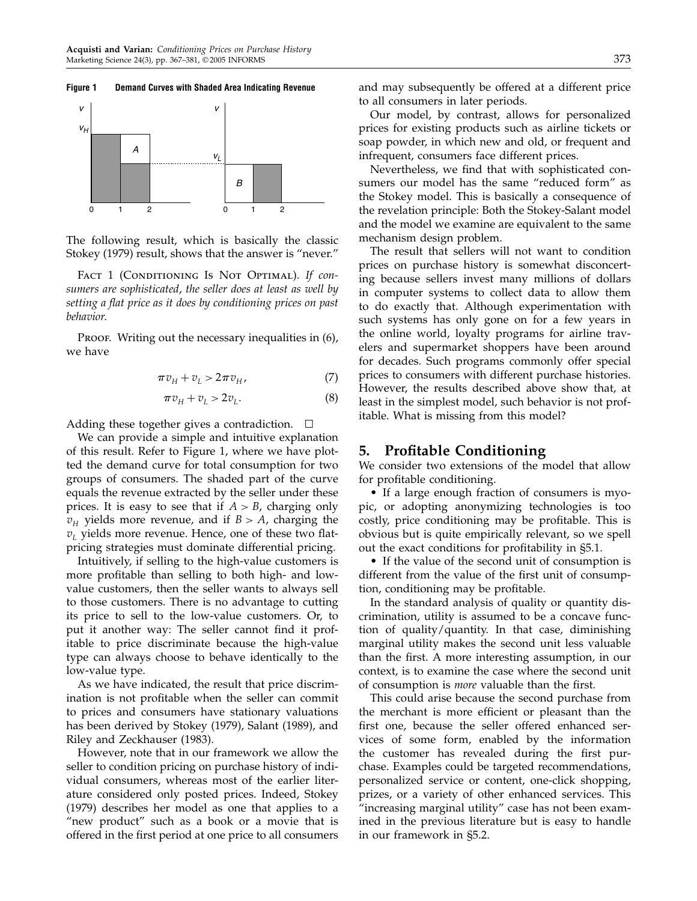**Figure 1 Demand Curves with Shaded Area Indicating Revenue**

The following result, which is basically the classic Stokey (1979) result, shows that the answer is "never."

Fact 1 (Conditioning Is Not Optimal). *If consumers are sophisticated, the seller does at least as well by setting a flat price as it does by conditioning prices on past behavior.*

Proof. Writing out the necessary inequalities in (6), we have

$$\pi v_H + v_L > 2\pi v_H, \tag{7}$$

$$\pi v_H + v_L > 2v_L. \tag{8}$$

Adding these together gives a contradiction. □

We can provide a simple and intuitive explanation of this result. Refer to Figure 1, where we have plotted the demand curve for total consumption for two groups of consumers. The shaded part of the curve equals the revenue extracted by the seller under these prices. It is easy to see that if $A > B$, charging only $v_H$ yields more revenue, and if $B > A$, charging the $v_L$ yields more revenue. Hence, one of these two flat-pricing strategies must dominate differential pricing.

Intuitively, if selling to the high-value customers is more profitable than selling to both high- and low-value customers, then the seller wants to always sell to those customers. There is no advantage to cutting its price to sell to the low-value customers. Or, to put it another way: The seller cannot find it profitable to price discriminate because the high-value type can always choose to behave identically to the low-value type.

As we have indicated, the result that price discrimination is not profitable when the seller can commit to prices and consumers have stationary valuations has been derived by Stokey (1979), Salant (1989), and Riley and Zeckhauser (1983).

However, note that in our framework we allow the seller to condition pricing on purchase history of individual consumers, whereas most of the earlier literature considered only posted prices. Indeed, Stokey (1979) describes her model as one that applies to a "new product" such as a book or a movie that is offered in the first period at one price to all consumers and may subsequently be offered at a different price to all consumers in later periods.

Our model, by contrast, allows for personalized prices for existing products such as airline tickets or soap powder, in which new and old, or frequent and infrequent, consumers face different prices.

Nevertheless, we find that with sophisticated consumers our model has the same "reduced form" as the Stokey model. This is basically a consequence of the revelation principle: Both the Stokey-Salant model and the model we examine are equivalent to the same mechanism design problem.

The result that sellers will not want to condition prices on purchase history is somewhat disconcerting because sellers invest many millions of dollars in computer systems to collect data to allow them to do exactly that. Although experimentation with such systems has only gone on for a few years in the online world, loyalty programs for airline travelers and supermarket shoppers have been around for decades. Such programs commonly offer special prices to consumers with different purchase histories. However, the results described above show that, at least in the simplest model, such behavior is not profitable. What is missing from this model?

## 5. Profitable Conditioning

We consider two extensions of the model that allow for profitable conditioning.

- If a large enough fraction of consumers is myopic, or adopting anonymizing technologies is too costly, price conditioning may be profitable. This is obvious but is quite empirically relevant, so we spell out the exact conditions for profitability in §5.1.
- If the value of the second unit of consumption is different from the value of the first unit of consumption, conditioning may be profitable.

In the standard analysis of quality or quantity discrimination, utility is assumed to be a concave function of quality/quantity. In that case, diminishing marginal utility makes the second unit less valuable than the first. A more interesting assumption, in our context, is to examine the case where the second unit of consumption is *more* valuable than the first.

This could arise because the second purchase from the merchant is more efficient or pleasant than the first one, because the seller offered enhanced services of some form, enabled by the information the customer has revealed during the first purchase. Examples could be targeted recommendations, personalized service or content, one-click shopping, prizes, or a variety of other enhanced services. This "increasing marginal utility" case has not been examined in the previous literature but is easy to handle in our framework in §5.2.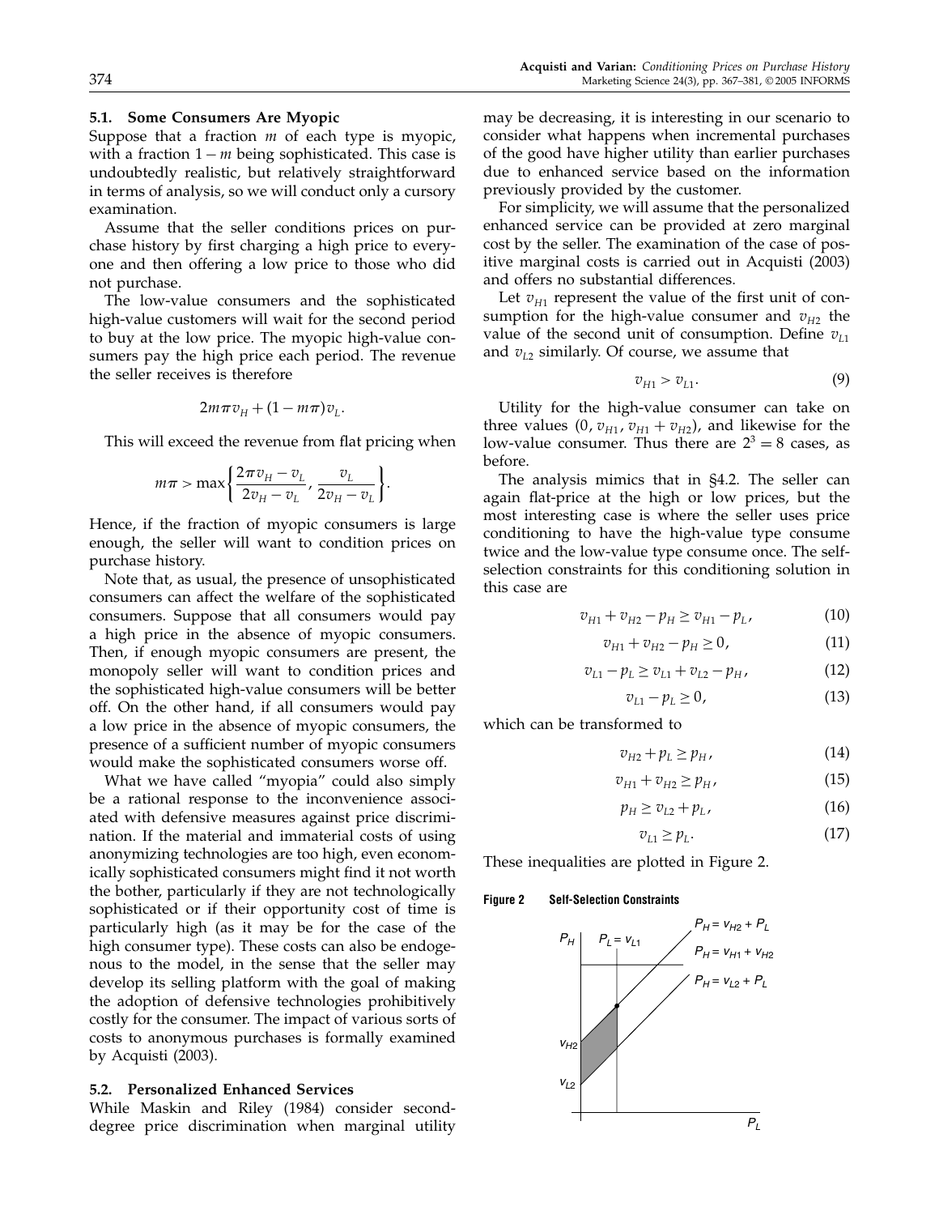### 5.1. Some Consumers Are Myopic

Suppose that a fraction $m$ of each type is myopic, with a fraction $1-m$ being sophisticated. This case is undoubtedly realistic, but relatively straightforward in terms of analysis, so we will conduct only a cursory examination.

Assume that the seller conditions prices on purchase history by first charging a high price to everyone and then offering a low price to those who did not purchase.

The low-value consumers and the sophisticated high-value customers will wait for the second period to buy at the low price. The myopic high-value consumers pay the high price each period. The revenue the seller receives is therefore

$$2m\pi v_H + (1-m\pi)v_L.$$

This will exceed the revenue from flat pricing when

$$m\pi > \max\left\{\frac{2\pi v_H - v_L}{2v_H - v_L}, \frac{v_L}{2v_H - v_L}\right\}.$$

Hence, if the fraction of myopic consumers is large enough, the seller will want to condition prices on purchase history.

Note that, as usual, the presence of unsophisticated consumers can affect the welfare of the sophisticated consumers. Suppose that all consumers would pay a high price in the absence of myopic consumers. Then, if enough myopic consumers are present, the monopoly seller will want to condition prices and the sophisticated high-value consumers will be better off. On the other hand, if all consumers would pay a low price in the absence of myopic consumers, the presence of a sufficient number of myopic consumers would make the sophisticated consumers worse off.

What we have called "myopia" could also simply be a rational response to the inconvenience associated with defensive measures against price discrimination. If the material and immaterial costs of using anonymizing technologies are too high, even economically sophisticated consumers might find it not worth the bother, particularly if they are not technologically sophisticated or if their opportunity cost of time is particularly high (as it may be for the case of the high consumer type). These costs can also be endogenous to the model, in the sense that the seller may develop its selling platform with the goal of making the adoption of defensive technologies prohibitively costly for the consumer. The impact of various sorts of costs to anonymous purchases is formally examined by Acquisti (2003).

### 5.2. Personalized Enhanced Services

While Maskin and Riley (1984) consider second-degree price discrimination when marginal utility may be decreasing, it is interesting in our scenario to consider what happens when incremental purchases of the good have higher utility than earlier purchases due to enhanced service based on the information previously provided by the customer.

For simplicity, we will assume that the personalized enhanced service can be provided at zero marginal cost by the seller. The examination of the case of positive marginal costs is carried out in Acquisti (2003) and offers no substantial differences.

Let $v_{H1}$ represent the value of the first unit of consumption for the high-value consumer and $v_{H2}$ the value of the second unit of consumption. Define $v_{L1}$ and $v_{L2}$ similarly. Of course, we assume that

$$v_{H1} > v_{L1}. \tag{9}$$

Utility for the high-value consumer can take on three values $(0, v_{H1}, v_{H1}+v_{H2})$, and likewise for the low-value consumer. Thus there are $2^3 = 8$ cases, as before.

The analysis mimics that in §4.2. The seller can again flat-price at the high or low prices, but the most interesting case is where the seller uses price conditioning to have the high-value type consume twice and the low-value type consume once. The self-selection constraints for this conditioning solution in this case are

$$v_{H1} + v_{H2} - p_H \geq v_{H1} - p_L, \tag{10}$$

$$v_{H1} + v_{H2} - p_H \geq 0, \tag{11}$$

$$v_{L1} - p_L \geq v_{L1} + v_{L2} - p_H, \tag{12}$$

$$v_{L1} - p_L \geq 0, \tag{13}$$

which can be transformed to

$$v_{H2} + p_L \geq p_H, \tag{14}$$

$$v_{H1} + v_{H2} \geq p_H, \tag{15}$$

$$p_H \geq v_{L2} + p_L, \tag{16}$$

$$v_{L1} \geq p_L. \tag{17}$$

These inequalities are plotted in Figure 2.

**Figure 2 Self-Selection Constraints**

$P_H$
$P_L = v_{L1}$
$P_H = v_{H2} + P_L$
$P_H = v_{H1} + v_{H2}$
$P_H = v_{L2} + P_L$
$v_{H2}$
$v_{L2}$
$P_L$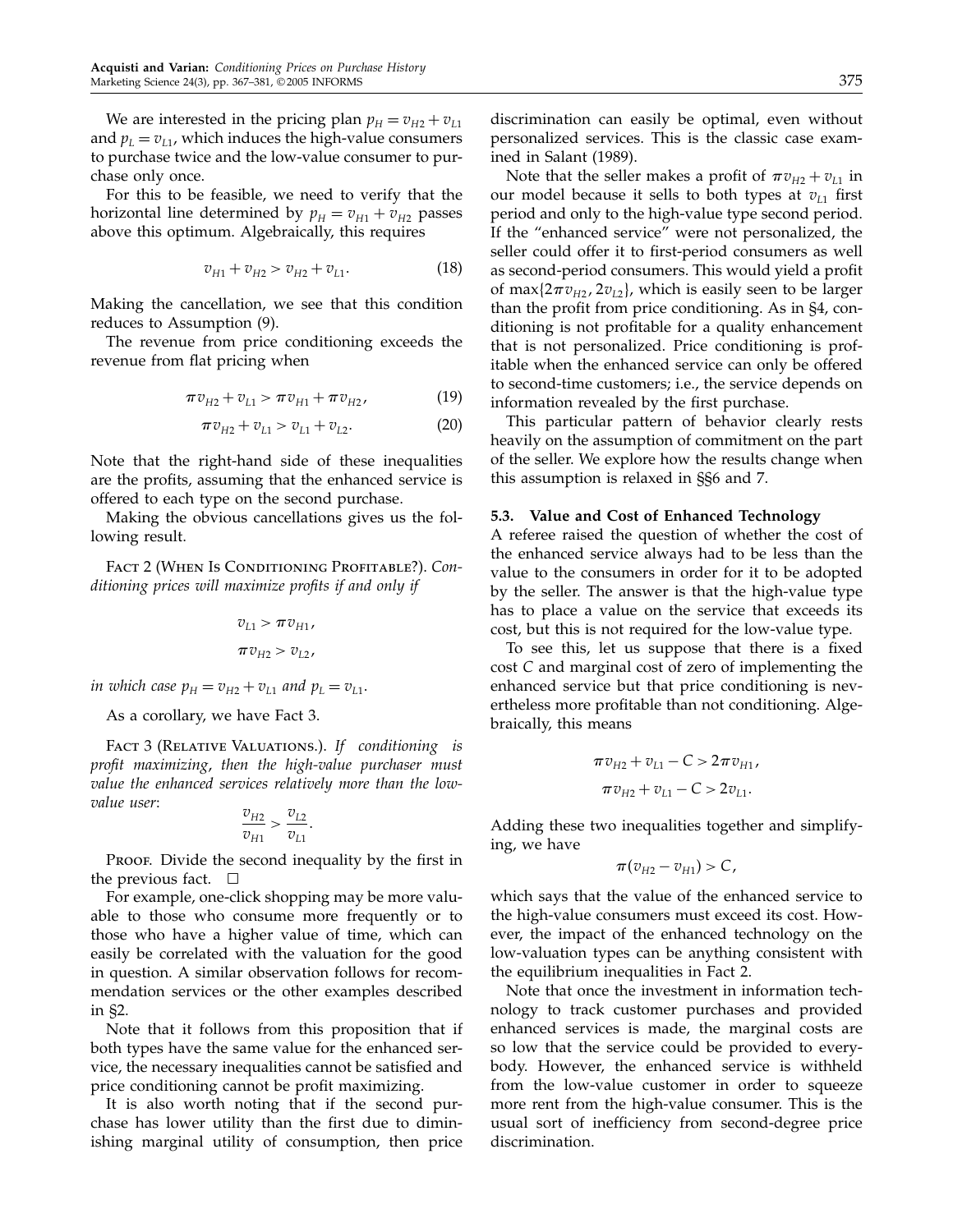We are interested in the pricing plan $p_H = v_{H2} + v_{L1}$ and $p_L = v_{L1}$, which induces the high-value consumers to purchase twice and the low-value consumer to purchase only once.

For this to be feasible, we need to verify that the horizontal line determined by $p_H = v_{H1} + v_{H2}$ passes above this optimum. Algebraically, this requires

$$v_{H1} + v_{H2} > v_{H2} + v_{L1}. \tag{18}$$

Making the cancellation, we see that this condition reduces to Assumption (9).

The revenue from price conditioning exceeds the revenue from flat pricing when

$$\pi v_{H2} + v_{L1} > \pi v_{H1} + \pi v_{H2}, \tag{19}$$

$$\pi v_{H2} + v_{L1} > v_{L1} + v_{L2}. \tag{20}$$

Note that the right-hand side of these inequalities are the profits, assuming that the enhanced service is offered to each type on the second purchase.

Making the obvious cancellations gives us the following result.

Fact 2 (When Is Conditioning Profitable?). *Conditioning prices will maximize profits if and only if*

$$v_{L1} > \pi v_{H1},$$

$$\pi v_{H2} > v_{L2},$$

*in which case $p_H = v_{H2} + v_{L1}$ and $p_L = v_{L1}$.*

As a corollary, we have Fact 3.

Fact 3 (Relative Valuations.). *If conditioning is profit maximizing, then the high-value purchaser must value the enhanced services relatively more than the low-value user*:

$$\frac{v_{H2}}{v_{H1}} > \frac{v_{L2}}{v_{L1}}.$$

Proof. Divide the second inequality by the first in the previous fact. □

For example, one-click shopping may be more valuable to those who consume more frequently or to those who have a higher value of time, which can easily be correlated with the valuation for the good in question. A similar observation follows for recommendation services or the other examples described in §2.

Note that it follows from this proposition that if both types have the same value for the enhanced service, the necessary inequalities cannot be satisfied and price conditioning cannot be profit maximizing.

It is also worth noting that if the second purchase has lower utility than the first due to diminishing marginal utility of consumption, then price discrimination can easily be optimal, even without personalized services. This is the classic case examined in Salant (1989).

Note that the seller makes a profit of $\pi v_{H2} + v_{L1}$ in our model because it sells to both types at $v_{L1}$ first period and only to the high-value type second period. If the "enhanced service" were not personalized, the seller could offer it to first-period consumers as well as second-period consumers. This would yield a profit of $\max\{2\pi v_{H2}, 2v_{L2}\}$, which is easily seen to be larger than the profit from price conditioning. As in §4, conditioning is not profitable for a quality enhancement that is not personalized. Price conditioning is profitable when the enhanced service can only be offered to second-time customers; i.e., the service depends on information revealed by the first purchase.

This particular pattern of behavior clearly rests heavily on the assumption of commitment on the part of the seller. We explore how the results change when this assumption is relaxed in §§6 and 7.

### 5.3. Value and Cost of Enhanced Technology

A referee raised the question of whether the cost of the enhanced service always had to be less than the value to the consumers in order for it to be adopted by the seller. The answer is that the high-value type has to place a value on the service that exceeds its cost, but this is not required for the low-value type.

To see this, let us suppose that there is a fixed cost $C$ and marginal cost of zero of implementing the enhanced service but that price conditioning is nevertheless more profitable than not conditioning. Algebraically, this means

$$\pi v_{H2} + v_{L1} - C > 2\pi v_{H1},$$

$$\pi v_{H2} + v_{L1} - C > 2v_{L1}.$$

Adding these two inequalities together and simplifying, we have

$$\pi(v_{H2} - v_{H1}) > C,$$

which says that the value of the enhanced service to the high-value consumers must exceed its cost. However, the impact of the enhanced technology on the low-valuation types can be anything consistent with the equilibrium inequalities in Fact 2.

Note that once the investment in information technology to track customer purchases and provided enhanced services is made, the marginal costs are so low that the service could be provided to everybody. However, the enhanced service is withheld from the low-value customer in order to squeeze more rent from the high-value consumer. This is the usual sort of inefficiency from second-degree price discrimination.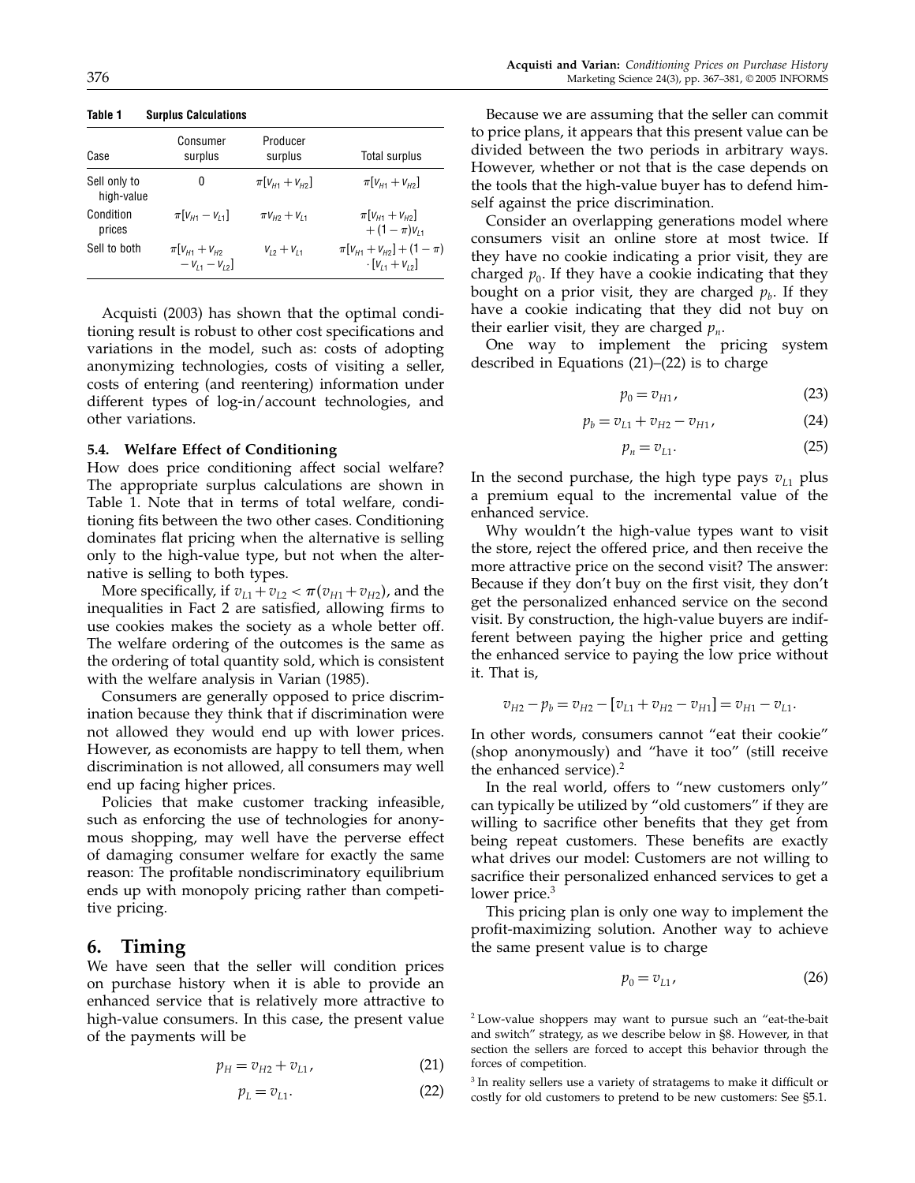**Table 1 Surplus Calculations**

| Case | Consumer surplus | Producer surplus | Total surplus |
|---|---|---|---|
| Sell only to high-value | 0 | $\pi[v_{H1}+v_{H2}]$ | $\pi[v_{H1}+v_{H2}]$ |
| Condition prices | $\pi[v_{H1}-v_{L1}]$ | $\pi v_{H2}+v_{L1}$ | $\pi[v_{H1}+v_{H2}] + (1-\pi)v_{L1}$ |
| Sell to both | $\pi[v_{H1}+v_{H2} - v_{L1}-v_{L2}]$ | $v_{L2}+v_{L1}$ | $\pi[v_{H1}+v_{H2}]+(1-\pi) \cdot [v_{L1}+v_{L2}]$ |

Acquisti (2003) has shown that the optimal conditioning result is robust to other cost specifications and variations in the model, such as: costs of adopting anonymizing technologies, costs of visiting a seller, costs of entering (and reentering) information under different types of log-in/account technologies, and other variations.

### 5.4. Welfare Effect of Conditioning

How does price conditioning affect social welfare? The appropriate surplus calculations are shown in Table 1. Note that in terms of total welfare, conditioning fits between the two other cases. Conditioning dominates flat pricing when the alternative is selling only to the high-value type, but not when the alternative is selling to both types.

More specifically, if $v_{L1}+v_{L2} < \pi(v_{H1}+v_{H2})$, and the inequalities in Fact 2 are satisfied, allowing firms to use cookies makes the society as a whole better off. The welfare ordering of the outcomes is the same as the ordering of total quantity sold, which is consistent with the welfare analysis in Varian (1985).

Consumers are generally opposed to price discrimination because they think that if discrimination were not allowed they would end up with lower prices. However, as economists are happy to tell them, when discrimination is not allowed, all consumers may well end up facing higher prices.

Policies that make customer tracking infeasible, such as enforcing the use of technologies for anonymous shopping, may well have the perverse effect of damaging consumer welfare for exactly the same reason: The profitable nondiscriminatory equilibrium ends up with monopoly pricing rather than competitive pricing.

## 6. Timing

We have seen that the seller will condition prices on purchase history when it is able to provide an enhanced service that is relatively more attractive to high-value consumers. In this case, the present value of the payments will be

$$p_H = v_{H2} + v_{L1}, \tag{21}$$

$$p_L = v_{L1}. \tag{22}$$

Because we are assuming that the seller can commit to price plans, it appears that this present value can be divided between the two periods in arbitrary ways. However, whether or not that is the case depends on the tools that the high-value buyer has to defend himself against the price discrimination.

Consider an overlapping generations model where consumers visit an online store at most twice. If they have no cookie indicating a prior visit, they are charged $p_0$. If they have a cookie indicating that they bought on a prior visit, they are charged $p_b$. If they have a cookie indicating that they did not buy on their earlier visit, they are charged $p_n$.

One way to implement the pricing system described in Equations (21)–(22) is to charge

$$p_0 = v_{H1}, \tag{23}$$

$$p_b = v_{L1} + v_{H2} - v_{H1}, \tag{24}$$

$$p_n = v_{L1}. \tag{25}$$

In the second purchase, the high type pays $v_{L1}$ plus a premium equal to the incremental value of the enhanced service.

Why wouldn't the high-value types want to visit the store, reject the offered price, and then receive the more attractive price on the second visit? The answer: Because if they don't buy on the first visit, they don't get the personalized enhanced service on the second visit. By construction, the high-value buyers are indifferent between paying the higher price and getting the enhanced service to paying the low price without it. That is,

$$v_{H2} - p_b = v_{H2} - [v_{L1} + v_{H2} - v_{H1}] = v_{H1} - v_{L1}.$$

In other words, consumers cannot "eat their cookie" (shop anonymously) and "have it too" (still receive the enhanced service).[2]

In the real world, offers to "new customers only" can typically be utilized by "old customers" if they are willing to sacrifice other benefits that they get from being repeat customers. These benefits are exactly what drives our model: Customers are not willing to sacrifice their personalized enhanced services to get a lower price.[3]

This pricing plan is only one way to implement the profit-maximizing solution. Another way to achieve the same present value is to charge

$$p_0 = v_{L1}, \tag{26}$$

[2] Low-value shoppers may want to pursue such an "eat-the-bait and switch" strategy, as we describe below in §8. However, in that section the sellers are forced to accept this behavior through the forces of competition.

[3] In reality sellers use a variety of stratagems to make it difficult or costly for old customers to pretend to be new customers: See §5.1.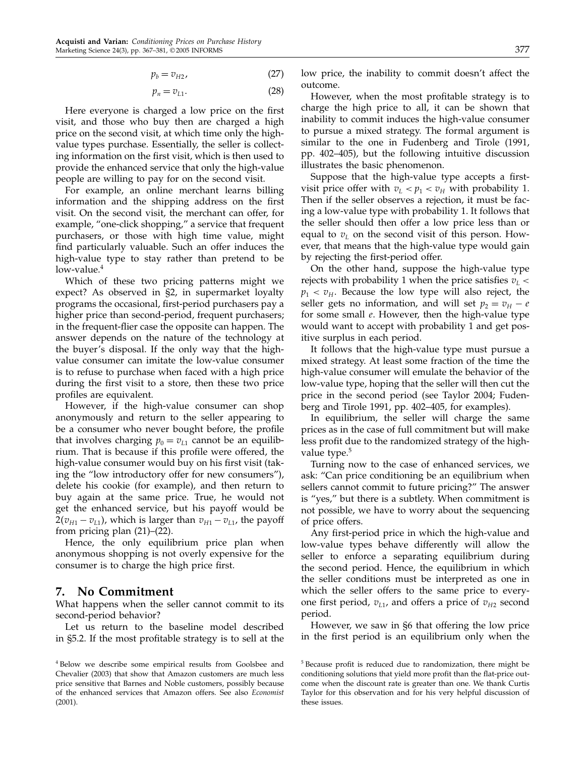$$p_b = v_{H2}, \tag{27}$$

$$p_n = v_{L1}. \tag{28}$$

Here everyone is charged a low price on the first visit, and those who buy then are charged a high price on the second visit, at which time only the high-value types purchase. Essentially, the seller is collecting information on the first visit, which is then used to provide the enhanced service that only the high-value people are willing to pay for on the second visit.

For example, an online merchant learns billing information and the shipping address on the first visit. On the second visit, the merchant can offer, for example, "one-click shopping," a service that frequent purchasers, or those with high time value, might find particularly valuable. Such an offer induces the high-value type to stay rather than pretend to be low-value.[4]

Which of these two pricing patterns might we expect? As observed in §2, in supermarket loyalty programs the occasional, first-period purchasers pay a higher price than second-period, frequent purchasers; in the frequent-flier case the opposite can happen. The answer depends on the nature of the technology at the buyer's disposal. If the only way that the high-value consumer can imitate the low-value consumer is to refuse to purchase when faced with a high price during the first visit to a store, then these two price profiles are equivalent.

However, if the high-value consumer can shop anonymously and return to the seller appearing to be a consumer who never bought before, the profile that involves charging $p_0 = v_{L1}$ cannot be an equilibrium. That is because if this profile were offered, the high-value consumer would buy on his first visit (taking the "low introductory offer for new consumers"), delete his cookie (for example), and then return to buy again at the same price. True, he would not get the enhanced service, but his payoff would be $2(v_{H1} - v_{L1})$, which is larger than $v_{H1} - v_{L1}$, the payoff from pricing plan (21)–(22).

Hence, the only equilibrium price plan when anonymous shopping is not overly expensive for the consumer is to charge the high price first.

## 7. No Commitment

What happens when the seller cannot commit to its second-period behavior?

Let us return to the baseline model described in §5.2. If the most profitable strategy is to sell at the low price, the inability to commit doesn't affect the outcome.

However, when the most profitable strategy is to charge the high price to all, it can be shown that inability to commit induces the high-value consumer to pursue a mixed strategy. The formal argument is similar to the one in Fudenberg and Tirole (1991, pp. 402–405), but the following intuitive discussion illustrates the basic phenomenon.

Suppose that the high-value type accepts a first-visit price offer with $v_L < p_1 < v_H$ with probability 1. Then if the seller observes a rejection, it must be facing a low-value type with probability 1. It follows that the seller should then offer a low price less than or equal to $v_L$ on the second visit of this person. However, that means that the high-value type would gain by rejecting the first-period offer.

On the other hand, suppose the high-value type rejects with probability 1 when the price satisfies $v_L < p_1 < v_H$. Because the low type will also reject, the seller gets no information, and will set $p_2 = v_H - e$ for some small $e$. However, then the high-value type would want to accept with probability 1 and get positive surplus in each period.

It follows that the high-value type must pursue a mixed strategy. At least some fraction of the time the high-value consumer will emulate the behavior of the low-value type, hoping that the seller will then cut the price in the second period (see Taylor 2004; Fudenberg and Tirole 1991, pp. 402–405, for examples).

In equilibrium, the seller will charge the same prices as in the case of full commitment but will make less profit due to the randomized strategy of the high-value type.[5]

Turning now to the case of enhanced services, we ask: "Can price conditioning be an equilibrium when sellers cannot commit to future pricing?" The answer is "yes," but there is a subtlety. When commitment is not possible, we have to worry about the sequencing of price offers.

Any first-period price in which the high-value and low-value types behave differently will allow the seller to enforce a separating equilibrium during the second period. Hence, the equilibrium in which the seller conditions must be interpreted as one in which the seller offers to the same price to everyone first period, $v_{L1}$, and offers a price of $v_{H2}$ second period.

However, we saw in §6 that offering the low price in the first period is an equilibrium only when the

---

[4] Below we describe some empirical results from Goolsbee and Chevalier (2003) that show that Amazon customers are much less price sensitive that Barnes and Noble customers, possibly because of the enhanced services that Amazon offers. See also *Economist* (2001).

[5] Because profit is reduced due to randomization, there might be conditioning solutions that yield more profit than the flat-price outcome when the discount rate is greater than one. We thank Curtis Taylor for this observation and for his very helpful discussion of these issues.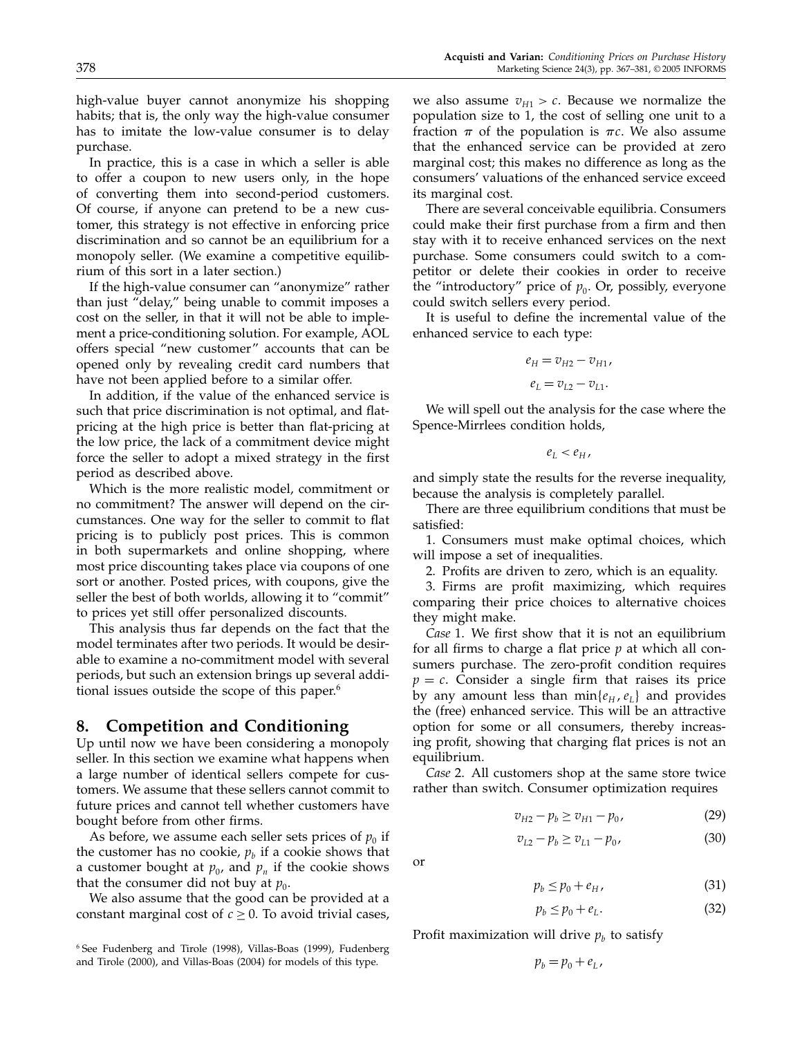high-value buyer cannot anonymize his shopping habits; that is, the only way the high-value consumer has to imitate the low-value consumer is to delay purchase.

In practice, this is a case in which a seller is able to offer a coupon to new users only, in the hope of converting them into second-period customers. Of course, if anyone can pretend to be a new customer, this strategy is not effective in enforcing price discrimination and so cannot be an equilibrium for a monopoly seller. (We examine a competitive equilibrium of this sort in a later section.)

If the high-value consumer can "anonymize" rather than just "delay," being unable to commit imposes a cost on the seller, in that it will not be able to implement a price-conditioning solution. For example, AOL offers special "new customer" accounts that can be opened only by revealing credit card numbers that have not been applied before to a similar offer.

In addition, if the value of the enhanced service is such that price discrimination is not optimal, and flat-pricing at the high price is better than flat-pricing at the low price, the lack of a commitment device might force the seller to adopt a mixed strategy in the first period as described above.

Which is the more realistic model, commitment or no commitment? The answer will depend on the circumstances. One way for the seller to commit to flat pricing is to publicly post prices. This is common in both supermarkets and online shopping, where most price discounting takes place via coupons of one sort or another. Posted prices, with coupons, give the seller the best of both worlds, allowing it to "commit" to prices yet still offer personalized discounts.

This analysis thus far depends on the fact that the model terminates after two periods. It would be desirable to examine a no-commitment model with several periods, but such an extension brings up several additional issues outside the scope of this paper.[6]

## 8. Competition and Conditioning

Up until now we have been considering a monopoly seller. In this section we examine what happens when a large number of identical sellers compete for customers. We assume that these sellers cannot commit to future prices and cannot tell whether customers have bought before from other firms.

As before, we assume each seller sets prices of $p_0$ if the customer has no cookie, $p_b$ if a cookie shows that a customer bought at $p_0$, and $p_n$ if the cookie shows that the consumer did not buy at $p_0$.

We also assume that the good can be provided at a constant marginal cost of $c \geq 0$. To avoid trivial cases, we also assume $v_{H1} > c$. Because we normalize the population size to 1, the cost of selling one unit to a fraction $\pi$ of the population is $\pi c$. We also assume that the enhanced service can be provided at zero marginal cost; this makes no difference as long as the consumers' valuations of the enhanced service exceed its marginal cost.

There are several conceivable equilibria. Consumers could make their first purchase from a firm and then stay with it to receive enhanced services on the next purchase. Some consumers could switch to a competitor or delete their cookies in order to receive the "introductory" price of $p_0$. Or, possibly, everyone could switch sellers every period.

It is useful to define the incremental value of the enhanced service to each type:

$$e_H = v_{H2} - v_{H1},$$

$$e_L = v_{L2} - v_{L1}.$$

We will spell out the analysis for the case where the Spence-Mirrlees condition holds,

$$e_L < e_H,$$

and simply state the results for the reverse inequality, because the analysis is completely parallel.

There are three equilibrium conditions that must be satisfied:

1. Consumers must make optimal choices, which will impose a set of inequalities.
2. Profits are driven to zero, which is an equality.
3. Firms are profit maximizing, which requires comparing their price choices to alternative choices they might make.

*Case* 1. We first show that it is not an equilibrium for all firms to charge a flat price $p$ at which all consumers purchase. The zero-profit condition requires $p = c$. Consider a single firm that raises its price by any amount less than $\min\{e_H, e_L\}$ and provides the (free) enhanced service. This will be an attractive option for some or all consumers, thereby increasing profit, showing that charging flat prices is not an equilibrium.

*Case* 2. All customers shop at the same store twice rather than switch. Consumer optimization requires

$$v_{H2} - p_b \geq v_{H1} - p_0, \tag{29}$$

$$v_{L2} - p_b \geq v_{L1} - p_0, \tag{30}$$

or

$$p_b \leq p_0 + e_H, \tag{31}$$

$$p_b \leq p_0 + e_L. \tag{32}$$

Profit maximization will drive $p_b$ to satisfy

$$p_b = p_0 + e_L,$$

[6] See Fudenberg and Tirole (1998), Villas-Boas (1999), Fudenberg and Tirole (2000), and Villas-Boas (2004) for models of this type.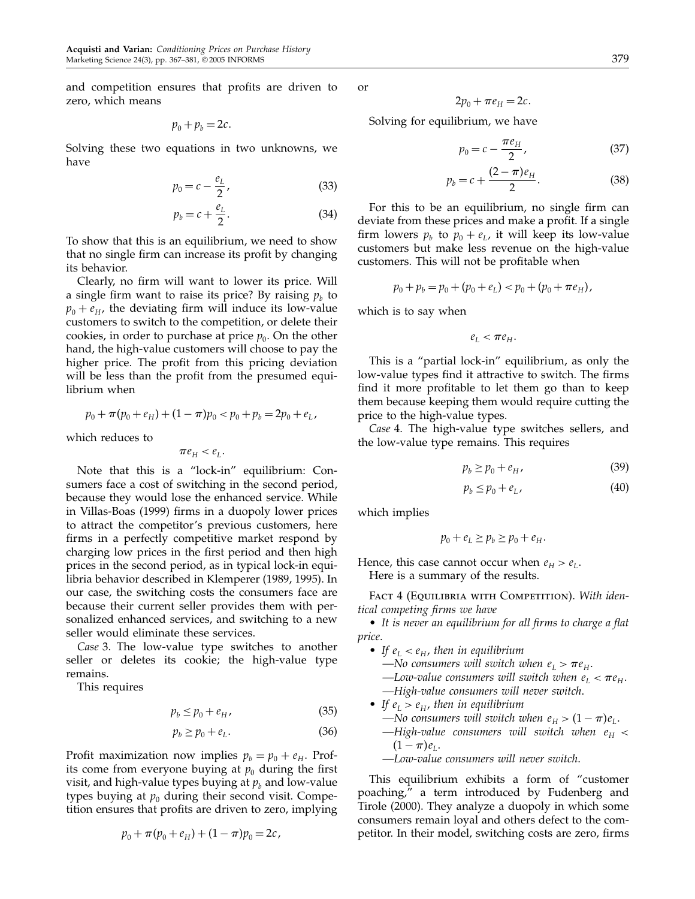and competition ensures that profits are driven to zero, which means

$$p_0 + p_b = 2c.$$

Solving these two equations in two unknowns, we have

$$p_0 = c - \frac{e_L}{2}, \tag{33}$$

$$p_b = c + \frac{e_L}{2}. \tag{34}$$

To show that this is an equilibrium, we need to show that no single firm can increase its profit by changing its behavior.

Clearly, no firm will want to lower its price. Will a single firm want to raise its price? By raising $p_b$ to $p_0 + e_H$, the deviating firm will induce its low-value customers to switch to the competition, or delete their cookies, in order to purchase at price $p_0$. On the other hand, the high-value customers will choose to pay the higher price. The profit from this pricing deviation will be less than the profit from the presumed equilibrium when

$$p_0 + \pi(p_0 + e_H) + (1-\pi)p_0 < p_0 + p_b = 2p_0 + e_L,$$

which reduces to

$$\pi e_H < e_L.$$

Note that this is a "lock-in" equilibrium: Consumers face a cost of switching in the second period, because they would lose the enhanced service. While in Villas-Boas (1999) firms in a duopoly lower prices to attract the competitor's previous customers, here firms in a perfectly competitive market respond by charging low prices in the first period and then high prices in the second period, as in typical lock-in equilibria behavior described in Klemperer (1989, 1995). In our case, the switching costs the consumers face are because their current seller provides them with personalized enhanced services, and switching to a new seller would eliminate these services.

*Case* 3. The low-value type switches to another seller or deletes its cookie; the high-value type remains.

This requires

$$p_b \le p_0 + e_H, \tag{35}$$

$$p_b \ge p_0 + e_L. \tag{36}$$

Profit maximization now implies $p_b = p_0 + e_H$. Profits come from everyone buying at $p_0$ during the first visit, and high-value types buying at $p_b$ and low-value types buying at $p_0$ during their second visit. Competition ensures that profits are driven to zero, implying

$$p_0 + \pi(p_0 + e_H) + (1-\pi)p_0 = 2c,$$

or

$$2p_0 + \pi e_H = 2c.$$

Solving for equilibrium, we have

$$p_0 = c - \frac{\pi e_H}{2}, \tag{37}$$

$$p_b = c + \frac{(2-\pi)e_H}{2}. \tag{38}$$

For this to be an equilibrium, no single firm can deviate from these prices and make a profit. If a single firm lowers $p_b$ to $p_0 + e_L$, it will keep its low-value customers but make less revenue on the high-value customers. This will not be profitable when

$$p_0 + p_b = p_0 + (p_0 + e_L) < p_0 + (p_0 + \pi e_H),$$

which is to say when

$$e_L < \pi e_H.$$

This is a "partial lock-in" equilibrium, as only the low-value types find it attractive to switch. The firms find it more profitable to let them go than to keep them because keeping them would require cutting the price to the high-value types.

*Case* 4. The high-value type switches sellers, and the low-value type remains. This requires

$$p_b \ge p_0 + e_H, \tag{39}$$

$$p_b \le p_0 + e_L, \tag{40}$$

which implies

$$p_0 + e_L \ge p_b \ge p_0 + e_H.$$

Hence, this case cannot occur when $e_H > e_L$.

Here is a summary of the results.

Fact 4 (Equilibria with Competition). *With identical competing firms we have*

- *It is never an equilibrium for all firms to charge a flat price.*
- *If $e_L < e_H$, then in equilibrium*
  - *—No consumers will switch when $e_L > \pi e_H$.*
  - *—Low-value consumers will switch when $e_L < \pi e_H$.*
  - *—High-value consumers will never switch.*
- *If $e_L > e_H$, then in equilibrium*
  - *—No consumers will switch when $e_H > (1-\pi)e_L$.*
  - *—High-value consumers will switch when $e_H < (1-\pi)e_L$.*
  - *—Low-value consumers will never switch.*

This equilibrium exhibits a form of "customer poaching," a term introduced by Fudenberg and Tirole (2000). They analyze a duopoly in which some consumers remain loyal and others defect to the competitor. In their model, switching costs are zero, firms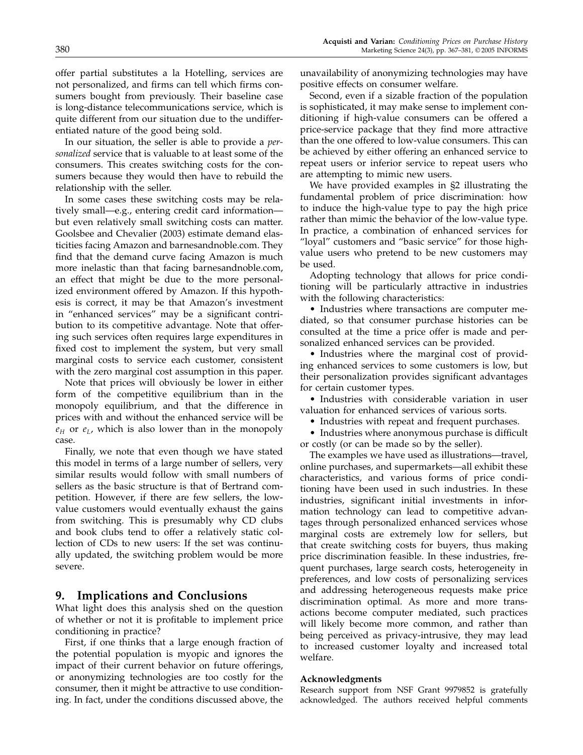offer partial substitutes a la Hotelling, services are not personalized, and firms can tell which firms consumers bought from previously. Their baseline case is long-distance telecommunications service, which is quite different from our situation due to the undifferentiated nature of the good being sold.

In our situation, the seller is able to provide a *personalized* service that is valuable to at least some of the consumers. This creates switching costs for the consumers because they would then have to rebuild the relationship with the seller.

In some cases these switching costs may be relatively small—e.g., entering credit card information—but even relatively small switching costs can matter. Goolsbee and Chevalier (2003) estimate demand elasticities facing Amazon and barnesandnoble.com. They find that the demand curve facing Amazon is much more inelastic than that facing barnesandnoble.com, an effect that might be due to the more personalized environment offered by Amazon. If this hypothesis is correct, it may be that Amazon's investment in "enhanced services" may be a significant contribution to its competitive advantage. Note that offering such services often requires large expenditures in fixed cost to implement the system, but very small marginal costs to service each customer, consistent with the zero marginal cost assumption in this paper.

Note that prices will obviously be lower in either form of the competitive equilibrium than in the monopoly equilibrium, and that the difference in prices with and without the enhanced service will be $e_H$ or $e_L$, which is also lower than in the monopoly case.

Finally, we note that even though we have stated this model in terms of a large number of sellers, very similar results would follow with small numbers of sellers as the basic structure is that of Bertrand competition. However, if there are few sellers, the low-value customers would eventually exhaust the gains from switching. This is presumably why CD clubs and book clubs tend to offer a relatively static collection of CDs to new users: If the set was continually updated, the switching problem would be more severe.

## 9. Implications and Conclusions

What light does this analysis shed on the question of whether or not it is profitable to implement price conditioning in practice?

First, if one thinks that a large enough fraction of the potential population is myopic and ignores the impact of their current behavior on future offerings, or anonymizing technologies are too costly for the consumer, then it might be attractive to use conditioning. In fact, under the conditions discussed above, the unavailability of anonymizing technologies may have positive effects on consumer welfare.

Second, even if a sizable fraction of the population is sophisticated, it may make sense to implement conditioning if high-value consumers can be offered a price-service package that they find more attractive than the one offered to low-value consumers. This can be achieved by either offering an enhanced service to repeat users or inferior service to repeat users who are attempting to mimic new users.

We have provided examples in §2 illustrating the fundamental problem of price discrimination: how to induce the high-value type to pay the high price rather than mimic the behavior of the low-value type. In practice, a combination of enhanced services for "loyal" customers and "basic service" for those high-value users who pretend to be new customers may be used.

Adopting technology that allows for price conditioning will be particularly attractive in industries with the following characteristics:

- Industries where transactions are computer mediated, so that consumer purchase histories can be consulted at the time a price offer is made and personalized enhanced services can be provided.
- Industries where the marginal cost of providing enhanced services to some customers is low, but their personalization provides significant advantages for certain customer types.
- Industries with considerable variation in user valuation for enhanced services of various sorts.
- Industries with repeat and frequent purchases.
- Industries where anonymous purchase is difficult or costly (or can be made so by the seller).

The examples we have used as illustrations—travel, online purchases, and supermarkets—all exhibit these characteristics, and various forms of price conditioning have been used in such industries. In these industries, significant initial investments in information technology can lead to competitive advantages through personalized enhanced services whose marginal costs are extremely low for sellers, but that create switching costs for buyers, thus making price discrimination feasible. In these industries, frequent purchases, large search costs, heterogeneity in preferences, and low costs of personalizing services and addressing heterogeneous requests make price discrimination optimal. As more and more transactions become computer mediated, such practices will likely become more common, and rather than being perceived as privacy-intrusive, they may lead to increased customer loyalty and increased total welfare.

### Acknowledgments

Research support from NSF Grant 9979852 is gratefully acknowledged. The authors received helpful comments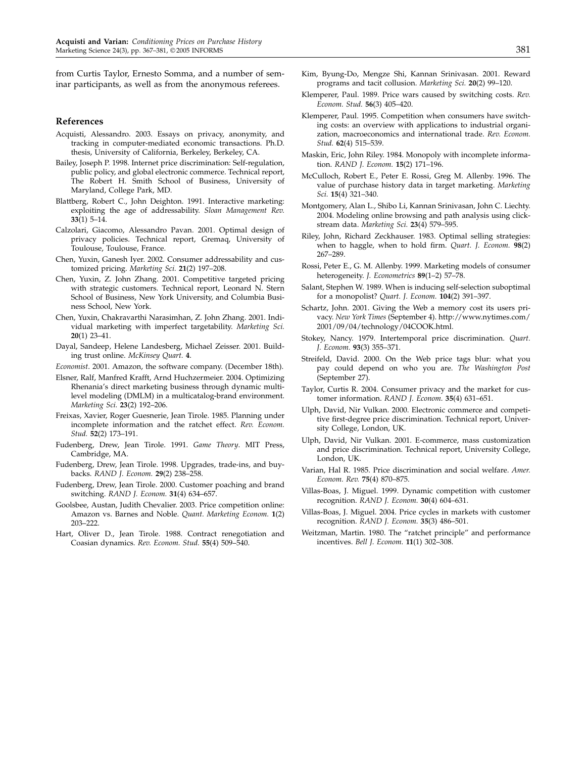from Curtis Taylor, Ernesto Somma, and a number of seminar participants, as well as from the anonymous referees.

## References

Acquisti, Alessandro. 2003. Essays on privacy, anonymity, and tracking in computer-mediated economic transactions. Ph.D. thesis, University of California, Berkeley, Berkeley, CA.

Bailey, Joseph P. 1998. Internet price discrimination: Self-regulation, public policy, and global electronic commerce. Technical report, The Robert H. Smith School of Business, University of Maryland, College Park, MD.

Blattberg, Robert C., John Deighton. 1991. Interactive marketing: exploiting the age of addressability. *Sloan Management Rev.* **33**(1) 5–14.

Calzolari, Giacomo, Alessandro Pavan. 2001. Optimal design of privacy policies. Technical report, Gremaq, University of Toulouse, Toulouse, France.

Chen, Yuxin, Ganesh Iyer. 2002. Consumer addressability and customized pricing. *Marketing Sci.* **21**(2) 197–208.

Chen, Yuxin, Z. John Zhang. 2001. Competitive targeted pricing with strategic customers. Technical report, Leonard N. Stern School of Business, New York University, and Columbia Business School, New York.

Chen, Yuxin, Chakravarthi Narasimhan, Z. John Zhang. 2001. Individual marketing with imperfect targetability. *Marketing Sci.* **20**(1) 23–41.

Dayal, Sandeep, Helene Landesberg, Michael Zeisser. 2001. Building trust online. *McKinsey Quart.* **4**.

*Economist*. 2001. Amazon, the software company. (December 18th).

Elsner, Ralf, Manfred Krafft, Arnd Huchzermeier. 2004. Optimizing Rhenania's direct marketing business through dynamic multilevel modeling (DMLM) in a multicatalog-brand environment. *Marketing Sci.* **23**(2) 192–206.

Freixas, Xavier, Roger Guesnerie, Jean Tirole. 1985. Planning under incomplete information and the ratchet effect. *Rev. Econom. Stud.* **52**(2) 173–191.

Fudenberg, Drew, Jean Tirole. 1991. *Game Theory*. MIT Press, Cambridge, MA.

Fudenberg, Drew, Jean Tirole. 1998. Upgrades, trade-ins, and buybacks. *RAND J. Econom.* **29**(2) 238–258.

Fudenberg, Drew, Jean Tirole. 2000. Customer poaching and brand switching. *RAND J. Econom.* **31**(4) 634–657.

Goolsbee, Austan, Judith Chevalier. 2003. Price competition online: Amazon vs. Barnes and Noble. *Quant. Marketing Econom.* **1**(2) 203–222.

Hart, Oliver D., Jean Tirole. 1988. Contract renegotiation and Coasian dynamics. *Rev. Econom. Stud.* **55**(4) 509–540.

Kim, Byung-Do, Mengze Shi, Kannan Srinivasan. 2001. Reward programs and tacit collusion. *Marketing Sci.* **20**(2) 99–120.

Klemperer, Paul. 1989. Price wars caused by switching costs. *Rev. Econom. Stud.* **56**(3) 405–420.

Klemperer, Paul. 1995. Competition when consumers have switching costs: an overview with applications to industrial organization, macroeconomics and international trade. *Rev. Econom. Stud.* **62**(4) 515–539.

Maskin, Eric, John Riley. 1984. Monopoly with incomplete information. *RAND J. Econom.* **15**(2) 171–196.

McCulloch, Robert E., Peter E. Rossi, Greg M. Allenby. 1996. The value of purchase history data in target marketing. *Marketing Sci.* **15**(4) 321–340.

Montgomery, Alan L., Shibo Li, Kannan Srinivasan, John C. Liechty. 2004. Modeling online browsing and path analysis using clickstream data. *Marketing Sci.* **23**(4) 579–595.

Riley, John, Richard Zeckhauser. 1983. Optimal selling strategies: when to haggle, when to hold firm. *Quart. J. Econom.* **98**(2) 267–289.

Rossi, Peter E., G. M. Allenby. 1999. Marketing models of consumer heterogeneity. *J. Econometrics* **89**(1–2) 57–78.

Salant, Stephen W. 1989. When is inducing self-selection suboptimal for a monopolist? *Quart. J. Econom.* **104**(2) 391–397.

Schartz, John. 2001. Giving the Web a memory cost its users privacy. *New York Times* (September 4). http://www.nytimes.com/2001/09/04/technology/04COOK.html.

Stokey, Nancy. 1979. Intertemporal price discrimination. *Quart. J. Econom.* **93**(3) 355–371.

Streifeld, David. 2000. On the Web price tags blur: what you pay could depend on who you are. *The Washington Post* (September 27).

Taylor, Curtis R. 2004. Consumer privacy and the market for customer information. *RAND J. Econom.* **35**(4) 631–651.

Ulph, David, Nir Vulkan. 2000. Electronic commerce and competitive first-degree price discrimination. Technical report, University College, London, UK.

Ulph, David, Nir Vulkan. 2001. E-commerce, mass customization and price discrimination. Technical report, University College, London, UK.

Varian, Hal R. 1985. Price discrimination and social welfare. *Amer. Econom. Rev.* **75**(4) 870–875.

Villas-Boas, J. Miguel. 1999. Dynamic competition with customer recognition. *RAND J. Econom.* **30**(4) 604–631.

Villas-Boas, J. Miguel. 2004. Price cycles in markets with customer recognition. *RAND J. Econom.* **35**(3) 486–501.

Weitzman, Martin. 1980. The "ratchet principle" and performance incentives. *Bell J. Econom.* **11**(1) 302–308.